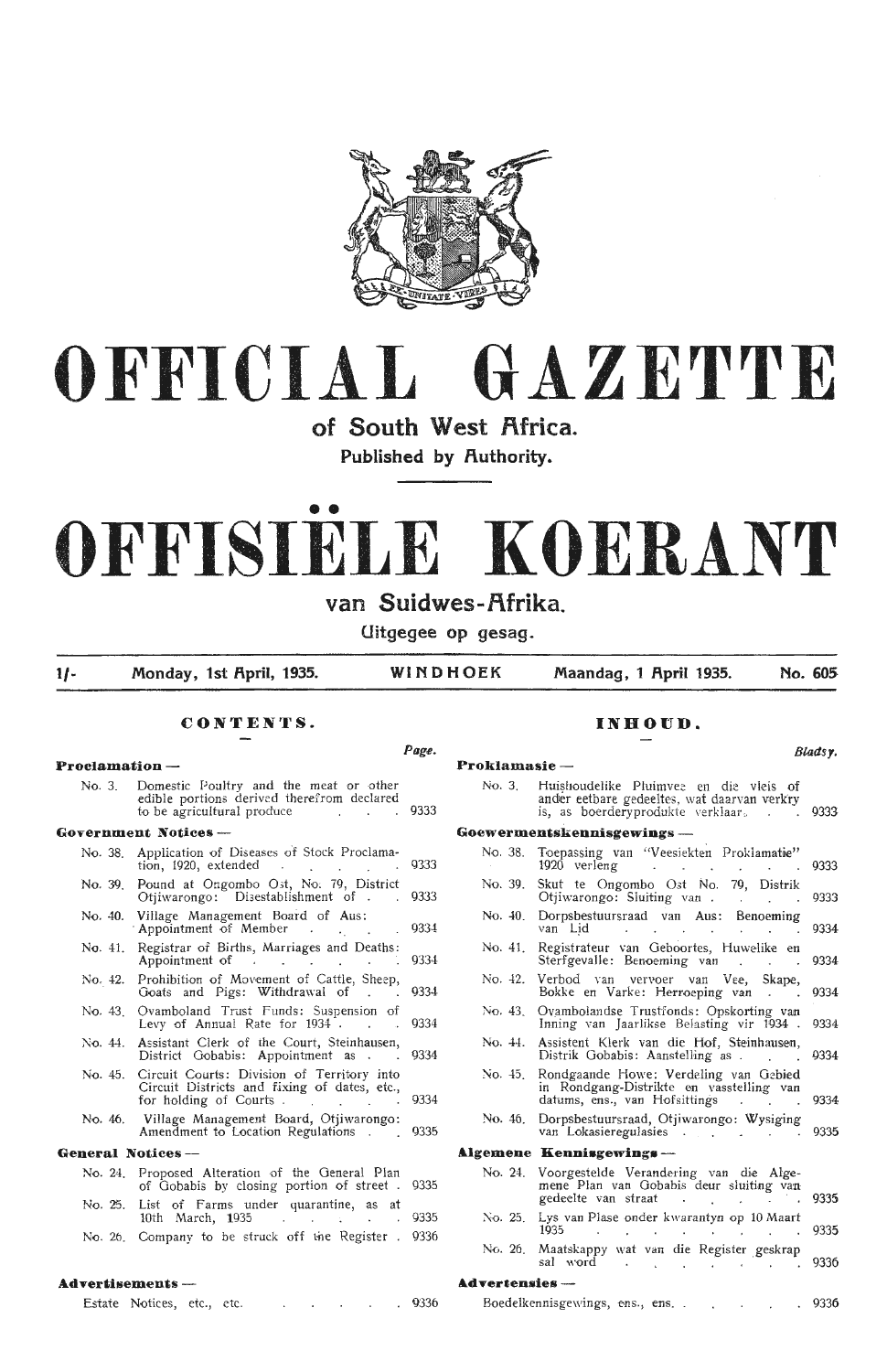# OFFICIAL GAZETTE

## of South West Africa.

Published by Authority.

# OFFISIËLE KOERANT

## van Suidwes-Afrika.

Uitgegee op gesag.

1/- Monday, 1st April, 1935. WINDHOEK Maandag, 1 April 1935. No. 605

## CONTENTS.

| | Page. |
|---|---|
| **Proclamation —** | |
| No. 3. Domestic Poultry and the meat or other edible portions derived therefrom declared to be agricultural produce | 9333 |
| **Government Notices —** | |
| No. 38. Application of Diseases of Stock Proclamation, 1920, extended | 9333 |
| No. 39. Pound at Ongombo Ost, No. 79, District Otjiwarongo: Disestablishment of | 9333 |
| No. 40. Village Management Board of Aus: Appointment of Member | 9334 |
| No. 41. Registrar of Births, Marriages and Deaths: Appointment of | 9334 |
| No. 42. Prohibition of Movement of Cattle, Sheep, Goats and Pigs: Withdrawal of | 9334 |
| No. 43. Ovamboland Trust Funds: Suspension of Levy of Annual Rate for 1934 | 9334 |
| No. 44. Assistant Clerk of the Court, Steinhausen, District Gobabis: Appointment as | 9334 |
| No. 45. Circuit Courts: Division of Territory into Circuit Districts and fixing of dates, etc., for holding of Courts | 9334 |
| No. 46. Village Management Board, Otjiwarongo: Amendment to Location Regulations | 9335 |
| **General Notices —** | |
| No. 24. Proposed Alteration of the General Plan of Gobabis by closing portion of street | 9335 |
| No. 25. List of Farms under quarantine, as at 10th March, 1935 | 9335 |
| No. 26. Company to be struck off the Register | 9336 |
| **Advertisements —** | |
| Estate Notices, etc., etc. | 9336 |

## INHOUD.

| | Bladsy. |
|---|---|
| **Proklamasie —** | |
| No. 3. Huishoudelike Pluimvee en die vleis of ander eetbare gedeeltes, wat daarvan verkry is, as boerderyprodukte verklaar | 9333 |
| **Goewermentskennisgewings —** | |
| No. 38. Toepassing van "Veesiekten Proklamatie" 1920 verleng | 9333 |
| No. 39. Skut te Ongombo Ost No. 79, Distrik Otjiwarongo: Sluiting van | 9333 |
| No. 40. Dorpsbestuursraad van Aus: Benoeming van Lid | 9334 |
| No. 41. Registrateur van Geboortes, Huwelike en Sterfgevalle: Benoeming van | 9334 |
| No. 42. Verbod van vervoer van Vee, Skape, Bokke en Varke: Herroeping van | 9334 |
| No. 43. Ovambolandse Trustfonds: Opskorting van Inning van Jaarlikse Belasting vir 1934 | 9334 |
| No. 44. Assistent Klerk van die Hof, Steinhausen, Distrik Gobabis: Aanstelling as | 9334 |
| No. 45. Rondgaande Howe: Verdeling van Gebied in Rondgang-Distrikte en vasstelling van datums, ens., van Hofsittings | 9334 |
| No. 46. Dorpsbestuursraad, Otjiwarongo: Wysiging van Lokasieregulasies | 9335 |
| **Algemene Kennisgewings —** | |
| No. 24. Voorgestelde Verandering van die Algemene Plan van Gobabis deur sluiting van gedeelte van straat | 9335 |
| No. 25. Lys van Plase onder kwarantyn op 10 Maart 1935 | 9335 |
| No. 26. Maatskappy wat van die Register geskrap sal word | 9336 |
| **Advertensies —** | |
| Boedelkennisgewings, ens., ens. | 9336 |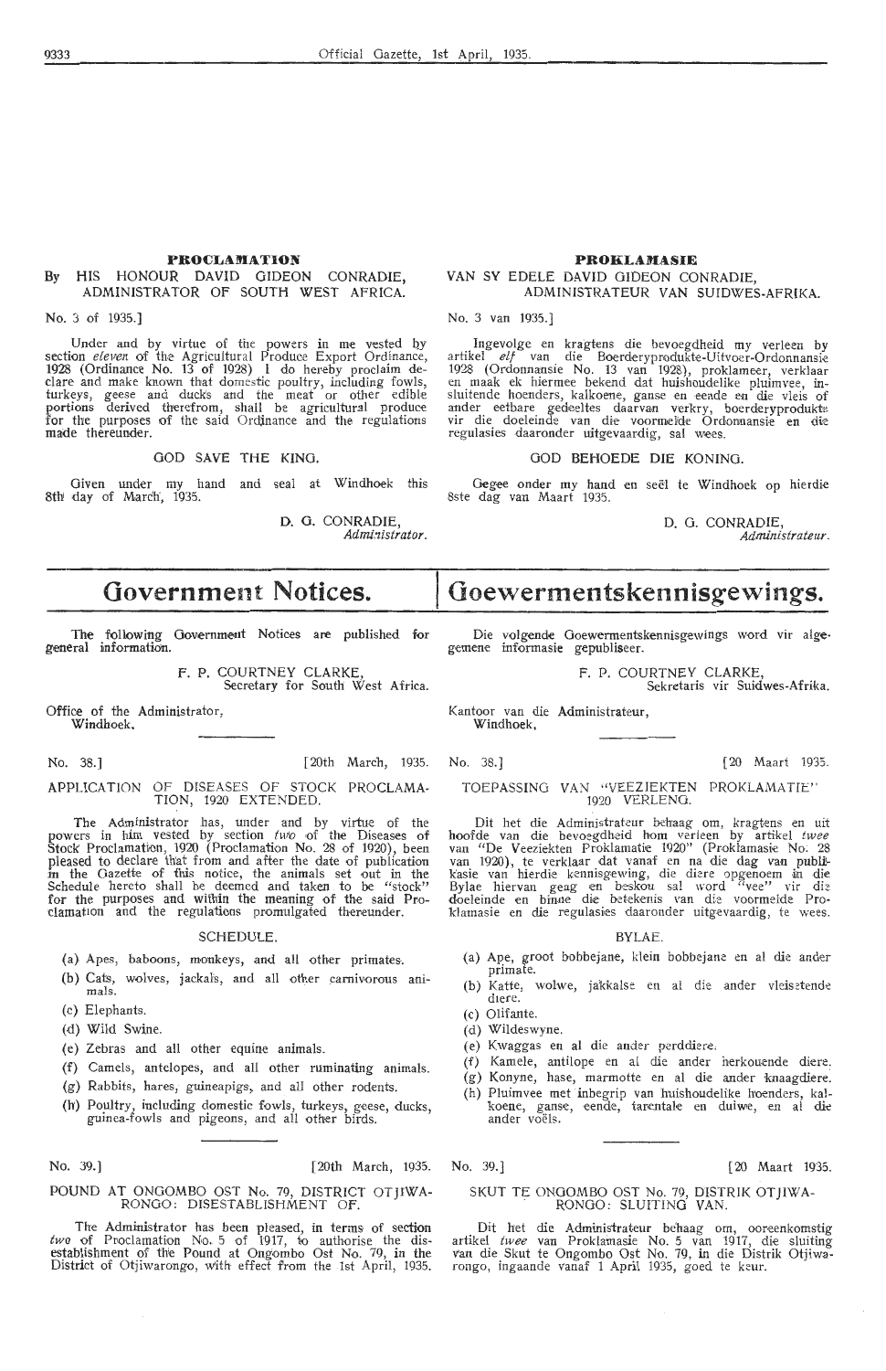**PROCLAMATION**

By HIS HONOUR DAVID GIDEON CONRADIE, ADMINISTRATOR OF SOUTH WEST AFRICA.

No. 3 of 1935.]

Under and by virtue of the powers in me vested by section *eleven* of the Agricultural Produce Export Ordinance, 1928 (Ordinance No. 13 of 1928) I do hereby proclaim declare and make known that domestic poultry, including fowls, turkeys, geese and ducks and the meat or other edible portions derived therefrom, shall be agricultural produce for the purposes of the said Ordinance and the regulations made thereunder.

GOD SAVE THE KING.

Given under my hand and seal at Windhoek this 8th day of March, 1935.

D. G. CONRADIE,
*Administrator.*

**PROKLAMASIE**

VAN SY EDELE DAVID GIDEON CONRADIE, ADMINISTRATEUR VAN SUIDWES-AFRIKA.

No. 3 van 1935.]

Ingevolge en kragtens die bevoegdheid my verleen by artikel *elf* van die Boerderyprodukte-Uitvoer-Ordonnansie 1928 (Ordonnansie No. 13 van 1928), proklameer, verklaar en maak ek hiermee bekend dat huishoudelike pluimvee, insluitende hoenders, kalkoene, ganse en eende en die vleis of ander eetbare gedeeltes daarvan verkry, boerderyprodukte vir die doeleinde van die voormelde Ordonnansie en die regulasies daaronder uitgevaardig, sal wees.

GOD BEHOEDE DIE KONING.

Gegee onder my hand en seël te Windhoek op hierdie 8ste dag van Maart 1935.

D. G. CONRADIE,
*Administrateur.*

# Government Notices.

The following Government Notices are published for general information.

F. P. COURTNEY CLARKE,
Secretary for South West Africa.

Office of the Administrator,
Windhoek.

No. 38.] [20th March, 1935.

APPLICATION OF DISEASES OF STOCK PROCLAMATION, 1920 EXTENDED.

The Administrator has, under and by virtue of the powers in him vested by section *two* of the Diseases of Stock Proclamation, 1920 (Proclamation No. 28 of 1920), been pleased to declare that from and after the date of publication in the Gazette of this notice, the animals set out in the Schedule hereto shall be deemed and taken to be "stock" for the purposes and within the meaning of the said Proclamation and the regulations promulgated thereunder.

SCHEDULE.

(a) Apes, baboons, monkeys, and all other primates.
(b) Cats, wolves, jackals, and all other carnivorous animals.
(c) Elephants.
(d) Wild Swine.
(e) Zebras and all other equine animals.
(f) Camels, antelopes, and all other ruminating animals.
(g) Rabbits, hares, guineapigs, and all other rodents.
(h) Poultry, including domestic fowls, turkeys, geese, ducks, guinea-fowls and pigeons, and all other birds.

No. 39.] [20th March, 1935.

POUND AT ONGOMBO OST No. 79, DISTRICT OTJIWARONGO: DISESTABLISHMENT OF.

The Administrator has been pleased, in terms of section *two* of Proclamation No. 5 of 1917, to authorise the disestablishment of the Pound at Ongombo Ost No. 79, in the District of Otjiwarongo, with effect from the 1st April, 1935.

# Goewermentskennisgewings.

Die volgende Goewermentskennisgewings word vir algemene informasie gepubliseer.

F. P. COURTNEY CLARKE,
Sekretaris vir Suidwes-Afrika.

Kantoor van die Administrateur,
Windhoek.

No. 38.] [20 Maart 1935.

TOEPASSING VAN "VEEZIEKTEN PROKLAMATIE" 1920 VERLENG.

Dit het die Administrateur behaag om, kragtens en uit hoofde van die bevoegdheid hom verleen by artikel *twee* van "De Veeziekten Proklamatie 1920" (Proklamasie No. 28 van 1920), te verklaar dat vanaf en na die dag van publikasie van hierdie kennisgewing, die diere opgenoem in die Bylae hiervan geag en beskou sal word "vee" vir die doeleinde en binne die betekenis van die voormelde Proklamasie en die regulasies daaronder uitgevaardig, te wees.

BYLAE.

(a) Ape, groot bobbejane, klein bobbejane en al die ander primate.
(b) Katte, wolwe, jakkalse en al die ander vleisetende diere.
(c) Olifante.
(d) Wildeswyne.
(e) Kwaggas en al die ander perddiere.
(f) Kamele, antilope en al die ander herkouende diere.
(g) Konyne, hase, marmotte en al die ander knaagdiere.
(h) Pluimvee met inbegrip van huishoudelike hoenders, kalkoene, ganse, eende, tarentale en duiwe, en al die ander voëls.

No. 39.] [20 Maart 1935.

SKUT TE ONGOMBO OST No. 79, DISTRIK OTJIWARONGO: SLUITING VAN.

Dit het die Administrateur behaag om, ooreenkomstig artikel *twee* van Proklamasie No. 5 van 1917, die sluiting van die Skut te Ongombo Ost No. 79, in die Distrik Otjiwarongo, ingaande vanaf 1 April 1935, goed te keur.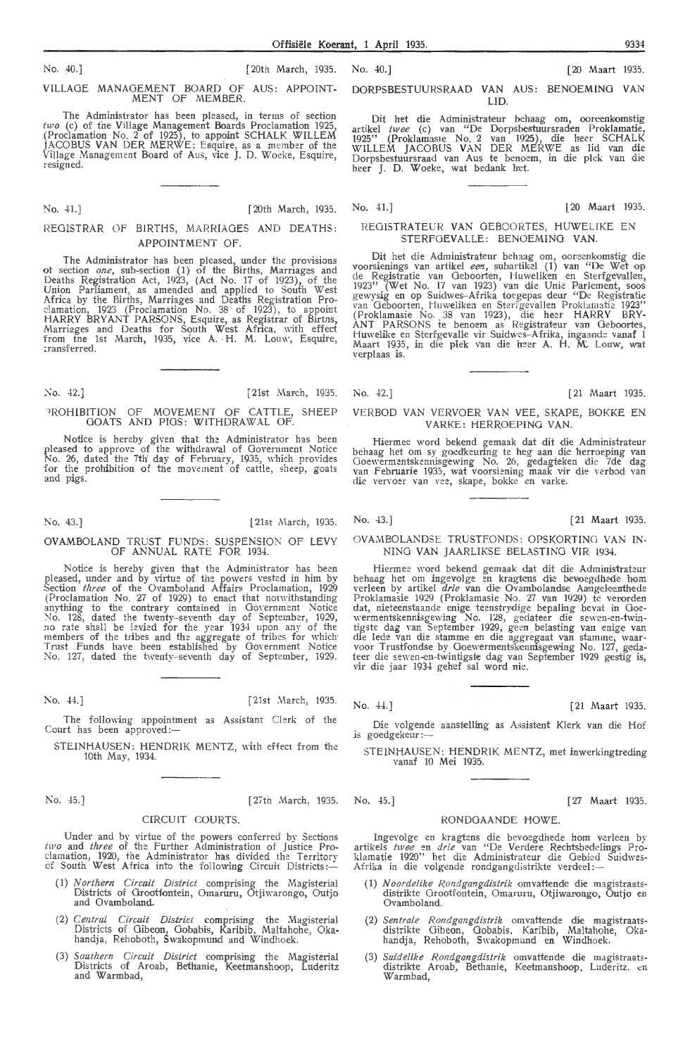No. 40.] [20th March, 1935.

VILLAGE MANAGEMENT BOARD OF AUS: APPOINTMENT OF MEMBER.

The Administrator has been pleased, in terms of section *two* (c) of the Village Management Boards Proclamation 1925, (Proclamation No. 2 of 1925), to appoint SCHALK WILLEM JACOBUS VAN DER MERWE, Esquire, as a member of the Village Management Board of Aus, vice J. D. Woeke, Esquire, resigned.

No. 41.] [20th March, 1935.

REGISTRAR OF BIRTHS, MARRIAGES AND DEATHS: APPOINTMENT OF.

The Administrator has been pleased, under the provisions of section *one*, sub-section (1) of the Births, Marriages and Deaths Registration Act, 1923, (Act No. 17 of 1923), of the Union Parliament, as amended and applied to South West Africa by the Births, Marriages and Deaths Registration Proclamation, 1923 (Proclamation No. 38 of 1923), to appoint HARRY BRYANT PARSONS, Esquire, as Registrar of Births, Marriages and Deaths for South West Africa, with effect from the 1st March, 1935, vice A. H. M. Louw, Esquire, transferred.

No. 42.] [21st March, 1935.

PROHIBITION OF MOVEMENT OF CATTLE, SHEEP GOATS AND PIGS: WITHDRAWAL OF.

Notice is hereby given that the Administrator has been pleased to approve of the withdrawal of Government Notice No. 26, dated the 7th day of February, 1935, which provides for the prohibition of the movement of cattle, sheep, goats and pigs.

No. 43.] [21st March, 1935.

OVAMBOLAND TRUST FUNDS: SUSPENSION OF LEVY OF ANNUAL RATE FOR 1934.

Notice is hereby given that the Administrator has been pleased, under and by virtue of the powers vested in him by Section *three* of the Ovamboland Affairs Proclamation, 1929 (Proclamation No. 27 of 1929) to enact that notwithstanding anything to the contrary contained in Government Notice No. 128, dated the twenty-seventh day of September, 1929, no rate shall be levied for the year 1934 upon any of the members of the tribes and the aggregate of tribes for which Trust Funds have been established by Government Notice No. 127, dated the twenty-seventh day of September, 1929.

No. 44.] [21st March, 1935.

The following appointment as Assistant Clerk of the Court has been approved:—

STEINHAUSEN: HENDRIK MENTZ, with effect from the 10th May, 1934.

No. 45.] [27th March, 1935.

CIRCUIT COURTS.

Under and by virtue of the powers conferred by Sections *two* and *three* of the Further Administration of Justice Proclamation, 1920, the Administrator has divided the Territory of South West Africa into the following Circuit Districts:—

(1) *Northern Circuit District* comprising the Magisterial Districts of Grootfontein, Omaruru, Otjiwarongo, Outjo and Ovamboland.

(2) *Central Circuit District* comprising the Magisterial Districts of Gibeon, Gobabis, Karibib, Maltahohe, Okahandja, Rehoboth, Swakopmund and Windhoek.

(3) *Southern Circuit District* comprising the Magisterial Districts of Aroab, Bethanie, Keetmanshoop, Luderitz and Warmbad,

No. 40.] [20 Maart 1935.

DORPSBESTUURSRAAD VAN AUS: BENOEMING VAN LID.

Dit het die Administrateur behaag om, ooreenkomstig artikel *twee* (c) van "De Dorpsbestuursraden Proklamatie, 1925" (Proklamasie No. 2 van 1925), die heer SCHALK WILLEM JACOBUS VAN DER MERWE as lid van die Dorpsbestuursraad van Aus te benoem, in die plek van die heer J. D. Woeke, wat bedank het.

No. 41.] [20 Maart 1935.

REGISTRATEUR VAN GEBOORTES, HUWELIKE EN STERFGEVALLE: BENOEMING VAN.

Dit het die Administrateur behaag om, ooreenkomstig die voorsienings van artikel *een*, subartikel (1) van "De Wet op de Registratie van Geboorten, Huweliken en Sterfgevallen, 1923" (Wet No. 17 van 1923) van die Unie Parlement, soos gewysig en op Suidwes-Afrika toegepas deur "De Registratie van Geboorten, Huweliken en Sterfgevallen Proklamatie 1923" (Proklamasie No. 38 van 1923), die heer HARRY BRYANT PARSONS te benoem as Registrateur van Geboortes, Huwelike en Sterfgevalle vir Suidwes-Afrika, ingaande vanaf 1 Maart 1935, in die plek van die heer A. H. M. Louw, wat verplaas is.

No. 42.] [21 Maart 1935.

VERBOD VAN VERVOER VAN VEE, SKAPE, BOKKE EN VARKE: HERROEPING VAN.

Hiermee word bekend gemaak dat dit die Administrateur behaag het om sy goedkeuring te heg aan die herroeping van Goewermentskennisgewing No. 26, gedagteken die 7de dag van Februarie 1935, wat voorsiening maak vir die verbod van die vervoer van vee, skape, bokke en varke.

No. 43.] [21 Maart 1935.

OVAMBOLANDSE TRUSTFONDS: OPSKORTING VAN INNING VAN JAARLIKSE BELASTING VIR 1934.

Hiermee word bekend gemaak dat dit die Administrateur behaag het om ingevolge en kragtens die bevoegdhede hom verleen by artikel *drie* van die Ovambolandse Aangeleenthede Proklamasie 1929 (Proklamasie No. 27 van 1929) te verorden dat, nieteenstaande enige teenstrydige bepaling bevat in Goewermentskennisgewing No. 128, gedateer die sewen-en-twintigste dag van September 1929, geen belasting van enige van die lede van die stamme en die aggregaat van stamme, waarvoor Trustfondse by Goewermentskennisgewing No. 127, gedateer die sewen-en-twintigste dag van September 1929 gestig is, vir die jaar 1934 gehef sal word nie.

No. 44.] [21 Maart 1935.

Die volgende aanstelling as Assistent Klerk van die Hof is goedgekeur:—

STEINHAUSEN: HENDRIK MENTZ, met inwerkingtreding vanaf 10 Mei 1935.

No. 45.] [27 Maart 1935.

RONDGAANDE HOWE.

Ingevolge en kragtens die bevoegdhede hom verleen by artikels *twee* en *drie* van "De Verdere Rechtsbedelings Proklamatie 1920" het die Administrateur die Gebied Suidwes-Afrika in die volgende rondgangdistrikte verdeel:—

(1) *Noordelike Rondgangdistrik* omvattende die magistraatsdistrikte Grootfontein, Omaruru, Otjiwarongo, Outjo en Ovamboland.

(2) *Sentrale Rondgangdistrik* omvattende die magistraatsdistrikte Gibeon, Gobabis, Karibib, Maltahohe, Okahandja, Rehoboth, Swakopmund en Windhoek.

(3) *Suidelike Rondgangdistrik* omvattende die magistraatsdistrikte Aroab, Bethanie, Keetmanshoop, Luderitz en Warmbad,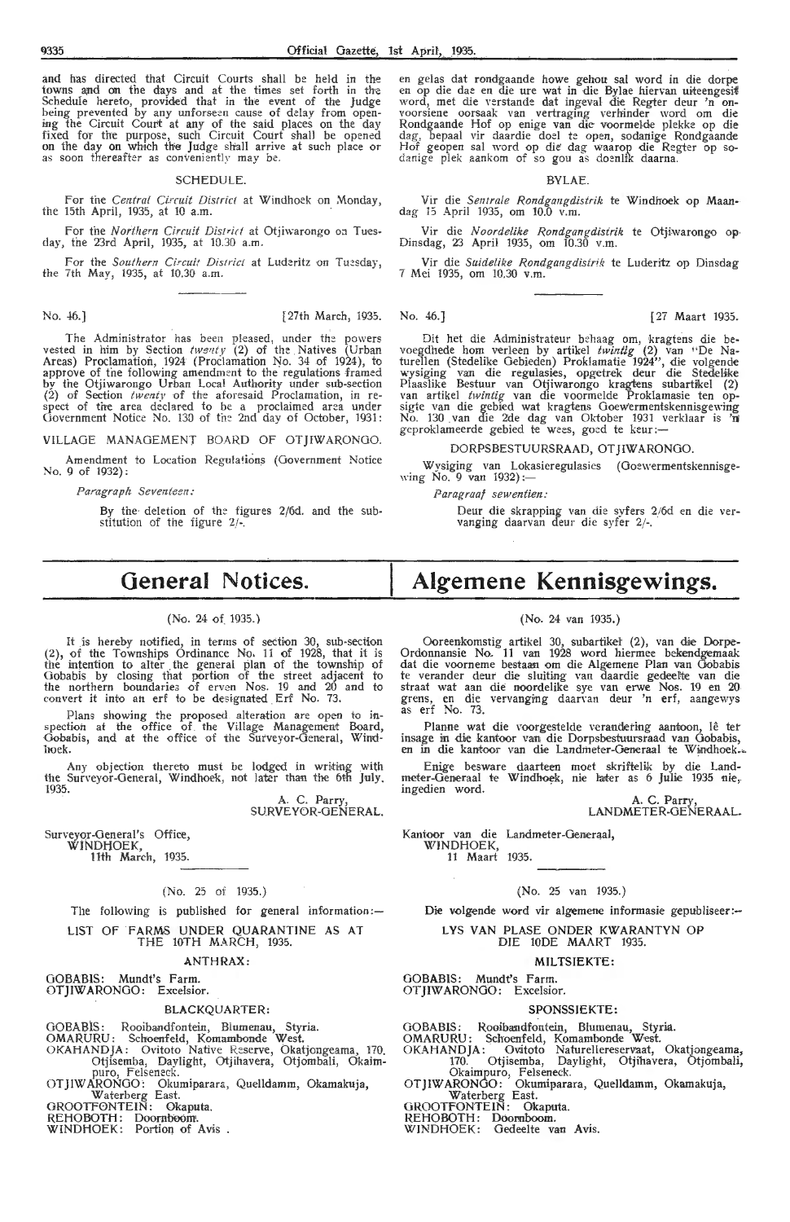and has directed that Circuit Courts shall be held in the towns and on the days and at the times set forth in the Schedule hereto, provided that in the event of the Judge being prevented by any unforseen cause of delay from opening the Circuit Court at any of the said places on the day fixed for the purpose, such Circuit Court shall be opened on the day on which the Judge shall arrive at such place or as soon thereafter as conveniently may be.

SCHEDULE.

For the *Central Circuit District* at Windhoek on Monday, the 15th April, 1935, at 10 a.m.

For the *Northern Circuit District* at Otjiwarongo on Tuesday, the 23rd April, 1935, at 10.30 a.m.

For the *Southern Circuit District* at Luderitz on Tuesday, the 7th May, 1935, at 10.30 a.m.

en gelas dat rondgaande howe gehou sal word in die dorpe en op die dae en die ure wat in die Bylae hiervan uiteengesit word, met die verstande dat ingeval die Regter deur 'n onvoorsiene oorsaak van vertraging verhinder word om die Rondgaande Hof op enige van die voormelde plekke op die dag, bepaal vir daardie doel te open, sodanige Rondgaande Hof geopen sal word op die dag waarop die Regter op sodanige plek aankom of so gou as doenlik daarna.

BYLAE.

Vir die *Sentrale Rondgangdistrik* te Windhoek op Maandag 15 April 1935, om 10.0 v.m.

Vir die *Noordelike Rondgangdistrik* te Otjiwarongo op Dinsdag, 23 April 1935, om 10.30 v.m.

Vir die *Suidelike Rondgangdistrik* te Luderitz op Dinsdag 7 Mei 1935, om 10.30 v.m.

---

No. 46.] [27th March, 1935.

The Administrator has been pleased, under the powers vested in him by Section *twenty* (2) of the Natives (Urban Areas) Proclamation, 1924 (Proclamation No. 34 of 1924), to approve of the following amendment to the regulations framed by the Otjiwarongo Urban Local Authority under sub-section (2) of Section *twenty* of the aforesaid Proclamation, in respect of the area declared to be a proclaimed area under Government Notice No. 130 of the 2nd day of October, 1931:

VILLAGE MANAGEMENT BOARD OF OTJIWARONGO.

Amendment to Location Regulations (Government Notice No. 9 of 1932):

*Paragraph Seventeen:*

By the deletion of the figures 2/6d. and the substitution of the figure 2/-.

No. 46.] [27 Maart 1935.

Dit het die Administrateur behaag om, kragtens die bevoegdhede hom verleen by artikel *twintig* (2) van "De Naturellen (Stedelike Gebieden) Proklamatie 1924", die volgende wysiging van die regulasies, opgetrek deur die Stedelike Plaaslike Bestuur van Otjiwarongo kragtens subartikel (2) van artikel *twintig* van die voormelde Proklamasie ten opsigte van die gebied wat kragtens Goewermentskennisgewing No. 130 van die 2de dag van Oktober 1931 verklaar is 'n geproklameerde gebied te wees, goed te keur:—

DORPSBESTUURSRAAD, OTJIWARONGO.

Wysiging van Lokasieregulasies (Goewermentskennisgewing No. 9 van 1932):—

*Paragraaf sewentien:*

Deur die skrapping van die syfers 2/6d en die vervanging daarvan deur die syfer 2/-.

---

# General Notices.

# Algemene Kennisgewings.

(No. 24 of 1935.)

It is hereby notified, in terms of section 30, sub-section (2), of the Townships Ordinance No. 11 of 1928, that it is the intention to alter the general plan of the township of Gobabis by closing that portion of the street adjacent to the northern boundaries of erven Nos. 19 and 20 and to convert it into an erf to be designated Erf No. 73.

Plans showing the proposed alteration are open to inspection at the office of the Village Management Board, Gobabis, and at the office of the Surveyor-General, Windhoek.

Any objection thereto must be lodged in writing with the Surveyor-General, Windhoek, not later than the 6th July, 1935.

A. C. Parry,
SURVEYOR-GENERAL.

Surveyor-General's Office,
WINDHOEK,
11th March, 1935.

(No. 24 van 1935.)

Ooreenkomstig artikel 30, subartikel (2), van die Dorpe-Ordonnansie No. 11 van 1928 word hiermee bekendgemaak dat die voorneme bestaan om die Algemene Plan van Gobabis te verander deur die sluiting van daardie gedeelte van die straat wat aan die noordelike sye van erwe Nos. 19 en 20 grens, en die vervanging daarvan deur 'n erf, aangewys as erf No. 73.

Planne wat die voorgestelde verandering aantoon, lê ter insage in die kantoor van die Dorpsbestuursraad van Gobabis, en in die kantoor van die Landmeter-Generaal te Windhoek.

Enige besware daarteen moet skriftelik by die Landmeter-Generaal te Windhoek, nie later as 6 Julie 1935 nie, ingedien word.

A. C. Parry,
LANDMETER-GENERAAL.

Kantoor van die Landmeter-Generaal,
WINDHOEK,
11 Maart 1935.

---

(No. 25 of 1935.)

The following is published for general information:—

LIST OF FARMS UNDER QUARANTINE AS AT THE 10TH MARCH, 1935.

ANTHRAX:

GOBABIS: Mundt's Farm.
OTJIWARONGO: Excelsior.

BLACKQUARTER:

GOBABIS: Rooibandfontein, Blumenau, Styria.
OMARURU: Schoenfeld, Komambonde West.
OKAHANDJA: Ovitoto Native Reserve, Okatjongeama, 170. Otjisemba, Daylight, Otjihavera, Otjombali, Okaimpuro, Felseneck.
OTJIWARONGO: Okumiparara, Quelldamm, Okamakuja, Waterberg East.
GROOTFONTEIN: Okaputa.
REHOBOTH: Doornboom.
WINDHOEK: Portion of Avis.

(No. 25 van 1935.)

Die volgende word vir algemene informasie gepubliseer:—

LYS VAN PLASE ONDER KWARANTYN OP DIE 10DE MAART 1935.

MILTSIEKTE:

GOBABIS: Mundt's Farm.
OTJIWARONGO: Excelsior.

SPONSSIEKTE:

GOBABIS: Rooibandfontein, Blumenau, Styria.
OMARURU: Schoenfeld, Komambonde West.
OKAHANDJA: Ovitoto Naturellereservaat, Okatjongeama, 170. Otjisemba, Daylight, Otjihavera, Otjombali, Okaimpuro, Felseneck.
OTJIWARONGO: Okumiparara, Quelldamm, Okamakuja, Waterberg East.
GROOTFONTEIN: Okaputa.
REHOBOTH: Doornboom.
WINDHOEK: Gedeelte van Avis.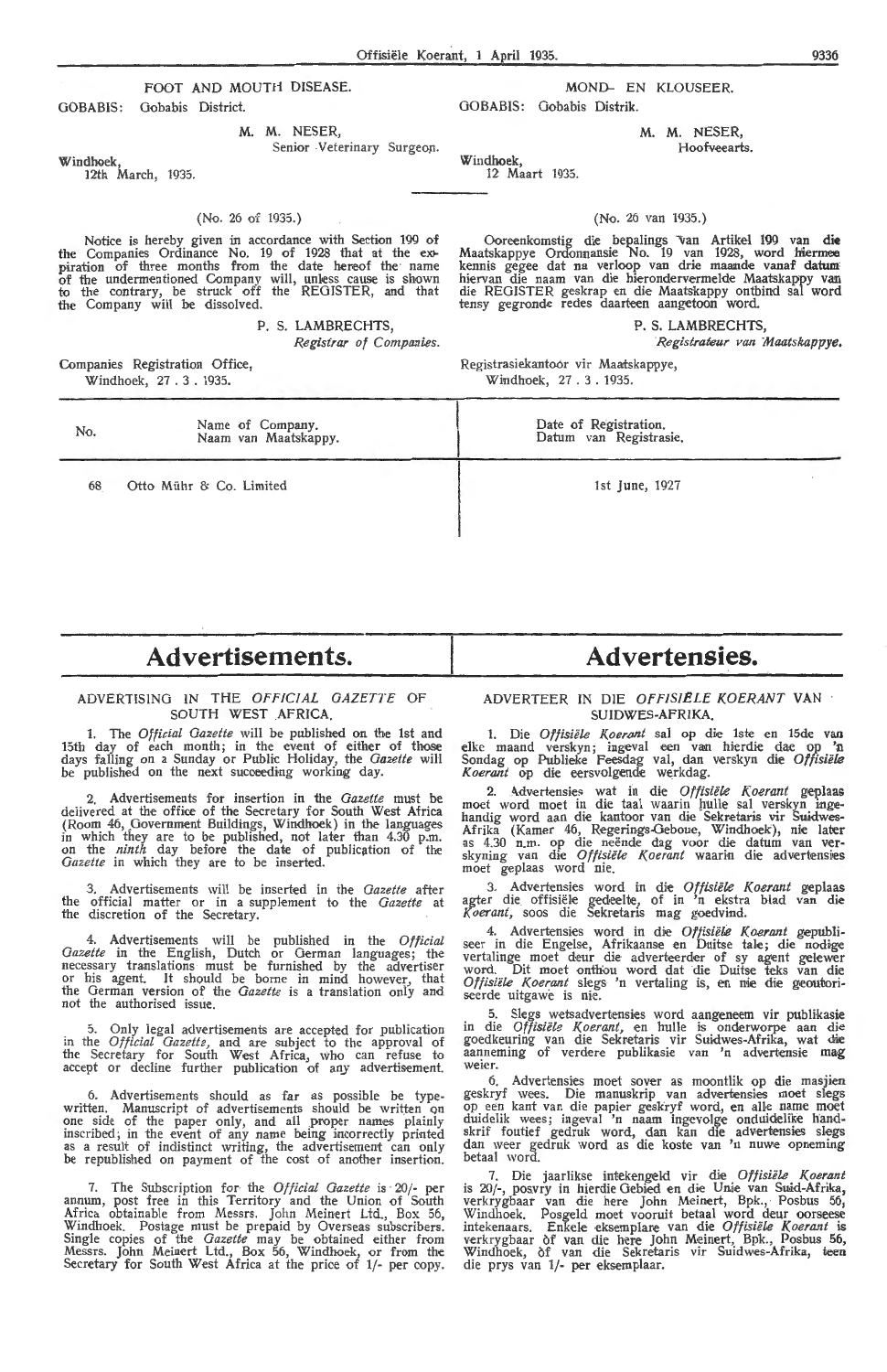FOOT AND MOUTH DISEASE.

GOBABIS: Gobabis District.

M. M. NESER,
Senior Veterinary Surgeon.

Windhoek,
12th March, 1935.

MOND- EN KLOUSEER.

GOBABIS: Gobabis Distrik.

M. M. NESER,
Hoofveearts.

Windhoek,
12 Maart 1935.

(No. 26 of 1935.)

Notice is hereby given in accordance with Section 199 of the Companies Ordinance No. 19 of 1928 that at the expiration of three months from the date hereof the name of the undermentioned Company will, unless cause is shown to the contrary, be struck off the REGISTER, and that the Company will be dissolved.

P. S. LAMBRECHTS,
*Registrar of Companies.*

Companies Registration Office,
Windhoek, 27 . 3 . 1935.

(No. 26 van 1935.)

Ooreenkomstig die bepalings van Artikel 199 van die Maatskappye Ordonnansie No. 19 van 1928, word hiermee kennis gegee dat na verloop van drie maande vanaf datum hiervan die naam van die hierondervermelde Maatskappy van die REGISTER geskrap en die Maatskappy ontbind sal word tensy gegronde redes daarteen aangetoon word.

P. S. LAMBRECHTS,
*Registrateur van Maatskappye.*

Registrasiekantoor vir Maatskappye,
Windhoek, 27 . 3 . 1935.

| No. | Name of Company. Naam van Maatskappy. | Date of Registration. Datum van Registrasie. |
|---|---|---|
| 68 | Otto Mühr & Co. Limited | 1st June, 1927 |

# Advertisements.

## ADVERTISING IN THE *OFFICIAL GAZETTE* OF SOUTH WEST AFRICA.

1. The *Official Gazette* will be published on the 1st and 15th day of each month; in the event of either of those days falling on a Sunday or Public Holiday, the *Gazette* will be published on the next succeeding working day.

2. Advertisements for insertion in the *Gazette* must be delivered at the office of the Secretary for South West Africa (Room 46, Government Buildings, Windhoek) in the languages in which they are to be published, not later than 4.30 p.m. on the *ninth* day before the date of publication of the *Gazette* in which they are to be inserted.

3. Advertisements will be inserted in the *Gazette* after the official matter or in a supplement to the *Gazette* at the discretion of the Secretary.

4. Advertisements will be published in the *Official Gazette* in the English, Dutch or German languages; the necessary translations must be furnished by the advertiser or his agent. It should be borne in mind however, that the German version of the *Gazette* is a translation only and not the authorised issue.

5. Only legal advertisements are accepted for publication in the *Official Gazette*, and are subject to the approval of the Secretary for South West Africa, who can refuse to accept or decline further publication of any advertisement.

6. Advertisements should as far as possible be typewritten. Manuscript of advertisements should be written on one side of the paper only, and all proper names plainly inscribed; in the event of any name being incorrectly printed as a result of indistinct writing, the advertisement can only be republished on payment of the cost of another insertion.

7. The Subscription for the *Official Gazette* is 20/- per annum, post free in this Territory and the Union of South Africa obtainable from Messrs. John Meinert Ltd., Box 56, Windhoek. Postage must be prepaid by Overseas subscribers. Single copies of the *Gazette* may be obtained either from Messrs. John Meinert Ltd., Box 56, Windhoek, or from the Secretary for South West Africa at the price of 1/- per copy.

# Advertensies.

## ADVERTEER IN DIE *OFFISIËLE KOERANT* VAN SUIDWES-AFRIKA.

1. Die *Offisiële Koerant* sal op die 1ste en 15de van elke maand verskyn; ingeval een van hierdie dae op 'n Sondag op Publieke Feesdag val, dan verskyn die *Offisiële Koerant* op die eersvolgende werkdag.

2. Advertensies wat in die *Offisiële Koerant* geplaas moet word moet in die taal waarin hulle sal verskyn ingehandig word aan die kantoor van die Sekretaris vir Suidwes-Afrika (Kamer 46, Regerings-Geboue, Windhoek), nie later as 4.30 n.m. op die neënde dag voor die datum van verskyning van die *Offisiële Koerant* waarin die advertensies moet geplaas word nie.

3. Advertensies word in die *Offisiële Koerant* geplaas agter die offisiële gedeelte, of in 'n ekstra blad van die *Koerant*, soos die Sekretaris mag goedvind.

4. Advertensies word in die *Offisiële Koerant* gepubliseer in die Engelse, Afrikaanse en Duitse tale; die nodige vertalinge moet deur die adverteerder of sy agent gelewer word. Dit moet onthou word dat die Duitse teks van die *Offisiële Koerant* slegs 'n vertaling is, en nie die geoutoriseerde uitgawe is nie.

5. Slegs wetsadvertensies word aangeneem vir publikasie in die *Offisiële Koerant*, en hulle is onderworpe aan die goedkeuring van die Sekretaris vir Suidwes-Afrika, wat die aanneming of verdere publikasie van 'n advertensie mag weier.

6. Advertensies moet sover as moontlik op die masjien geskryf wees. Die manuskrip van advertensies moet slegs op een kant van die papier geskryf word, en alle name moet duidelik wees; ingeval 'n naam ingevolge onduidelike handskrif foutief gedruk word, dan kan die advertensies slegs dan weer gedruk word as die koste van 'n nuwe opneming betaal word.

7. Die jaarlikse intekengeld vir die *Offisiële Koerant* is 20/-, posvry in hierdie Gebied en die Unie van Suid-Afrika, verkrygbaar van die here John Meinert, Bpk., Posbus 56, Windhoek. Posgeld moet vooruit betaal word deur oorseese intekenaars. Enkele eksemplare van die *Offisiële Koerant* is verkrygbaar òf van die here John Meinert, Bpk., Posbus 56, Windhoek, òf van die Sekretaris vir Suidwes-Afrika, teen die prys van 1/- per eksemplaar.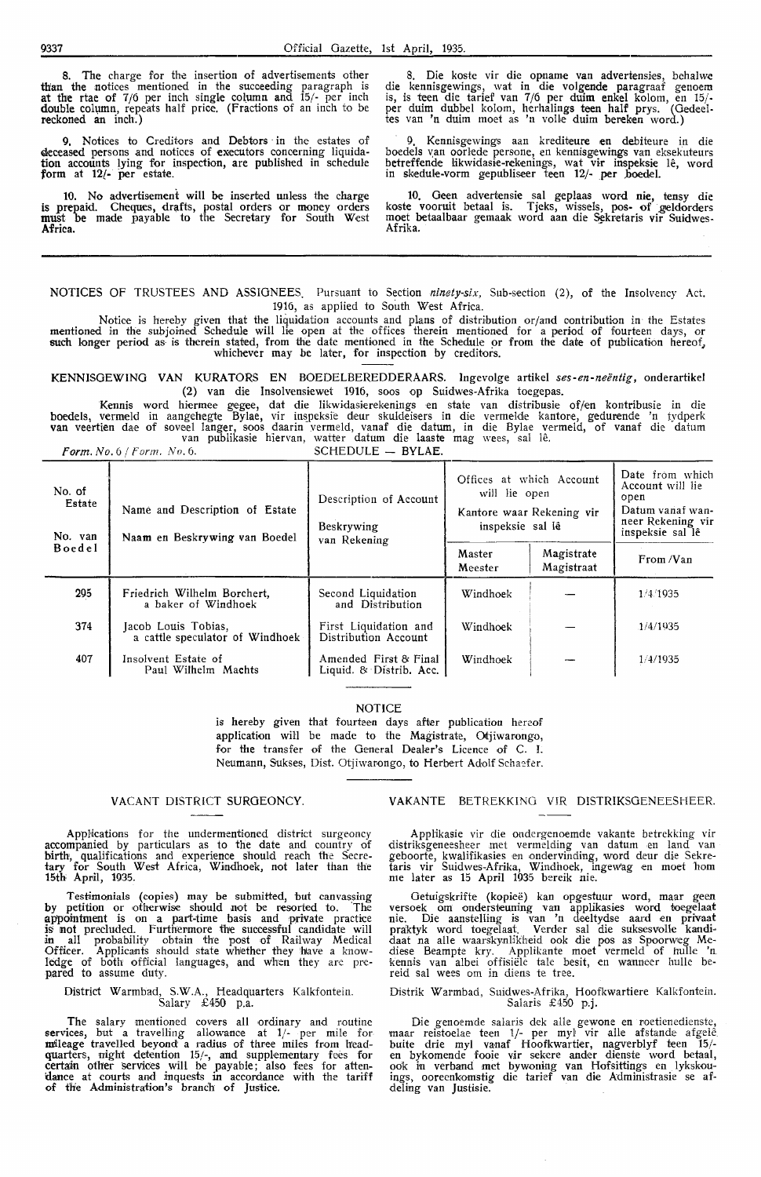8. The charge for the insertion of advertisements other than the notices mentioned in the succeeding paragraph is at the rtae of 7/6 per inch single column and 15/- per inch double column, repeats half price. (Fractions of an inch to be reckoned an inch.)

9. Notices to Creditors and Debtors in the estates of deceased persons and notices of executors concerning liquidation accounts lying for inspection, are published in schedule form at 12/- per estate.

10. No advertisement will be inserted unless the charge is prepaid. Cheques, drafts, postal orders or money orders must be made payable to the Secretary for South West Africa.

8. Die koste vir die opname van advertensies, behalwe die kennisgewings, wat in die volgende paragraaf genoem is, is teen die tarief van 7/6 per duim enkel kolom, en 15/- per duim dubbel kolom, herhalings teen half prys. (Gedeeltes van 'n duim moet as 'n volle duim bereken word.)

9. Kennisgewings aan krediteure en debiteure in die boedels van oorlede persone, en kennisgewings van eksekuteurs betreffende likwidasie-rekenings, wat vir inspeksie lê, word in skedule-vorm gepubliseer teen 12/- per boedel.

10. Geen advertensie sal geplaas word nie, tensy die koste vooruit betaal is. Tjeks, wissels, pos- of geldorders moet betaalbaar gemaak word aan die Sekretaris vir Suidwes-Afrika.

NOTICES OF TRUSTEES AND ASSIGNEES. Pursuant to Section *ninety-six*, Sub-section (2), of the Insolvency Act, 1916, as applied to South West Africa.

Notice is hereby given that the liquidation accounts and plans of distribution or/and contribution in the Estates mentioned in the subjoined Schedule will lie open at the offices therein mentioned for a period of fourteen days, or such longer period as is therein stated, from the date mentioned in the Schedule or from the date of publication hereof, whichever may be later, for inspection by creditors.

KENNISGEWING VAN KURATORS EN BOEDELBEREDDERAARS. Ingevolge artikel *ses-en-neëntig*, onderartikel (2) van die Insolvensiewet 1916, soos op Suidwes-Afrika toegepas.

Kennis word hiermee gegee, dat die likwidasierekenings en state van distribusie of/en kontribusie in die boedels, vermeld in aangehegte Bylae, vir inspeksie deur skuldeisers in die vermelde kantore, gedurende 'n tydperk van veertien dae of soveel langer, soos daarin vermeld, vanaf die datum, in die Bylae vermeld, of vanaf die datum van publikasie hiervan, watter datum die laaste mag wees, sal lê.

*Form. No. 6 / Form. No. 6.* SCHEDULE — BYLAE.

| No. of Estate / No. van Boedel | Name and Description of Estate / Naam en Beskrywing van Boedel | Description of Account / Beskrywing van Rekening | Offices at which Account will lie open / Kantore waar Rekening vir inspeksie sal lê | | Date from which Account will lie open / Datum vanaf wanneer Rekening vir inspeksie sal lê |
|---|---|---|---|---|---|
| | | | Master / Meester | Magistrate / Magistraat | From / Van |
| 295 | Friedrich Wilhelm Borchert, a baker of Windhoek | Second Liquidation and Distribution | Windhoek | — | 1/4/1935 |
| 374 | Jacob Louis Tobias, a cattle speculator of Windhoek | First Liquidation and Distribution Account | Windhoek | — | 1/4/1935 |
| 407 | Insolvent Estate of Paul Wilhelm Machts | Amended First & Final Liquid. & Distrib. Acc. | Windhoek | — | 1/4/1935 |

NOTICE

is hereby given that fourteen days after publication hereof application will be made to the Magistrate, Otjiwarongo, for the transfer of the General Dealer's Licence of C. I. Neumann, Sukses, Dist. Otjiwarongo, to Herbert Adolf Schaefer.

## VACANT DISTRICT SURGEONCY.

Applications for the undermentioned district surgeoncy accompanied by particulars as to the date and country of birth, qualifications and experience should reach the Secretary for South West Africa, Windhoek, not later than the 15th April, 1935.

Testimonials (copies) may be submitted, but canvassing by petition or otherwise should not be resorted to. The appointment is on a part-time basis and private practice is not precluded. Furthermore the successful candidate will in all probability obtain the post of Railway Medical Officer. Applicants should state whether they have a knowledge of both official languages, and when they are prepared to assume duty.

District Warmbad, S.W.A., Headquarters Kalkfontein. Salary £450 p.a.

The salary mentioned covers all ordinary and routine services, but a travelling allowance at 1/- per mile for mileage travelled beyond a radius of three miles from headquarters, night detention 15/-, and supplementary fees for certain other services will be payable; also fees for attendance at courts and inquests in accordance with the tariff of the Administration's branch of Justice.

## VAKANTE BETREKKING VIR DISTRIKSGENEESHEER.

Applikasie vir die ondergenoemde vakante betrekking vir distriksgeneesheer met vermelding van datum en land van geboorte, kwalifikasies en ondervinding, word deur die Sekretaris vir Suidwes-Afrika, Windhoek, ingewag en moet hom nie later as 15 April 1935 bereik nie.

Getuigskrifte (kopieë) kan opgestuur word, maar geen versoek om ondersteuning van applikasies word toegelaat nie. Die aanstelling is van 'n deeltydse aard en privaat praktyk word toegelaat. Verder sal die suksesvolle kandidaat na alle waarskynlikheid ook die pos as Spoorweg Mediese Beampte kry. Applikante moet vermeld of hulle 'n kennis van albei offisiële tale besit, en wanneer hulle bereid sal wees om in diens te tree.

Distrik Warmbad, Suidwes-Afrika, Hoofkwartiere Kalkfontein. Salaris £450 p.j.

Die genoemde salaris dek alle gewone en roetienedienste, maar reistoelae teen 1/- per myl vir alle afstande afgelê buite drie myl vanaf Hoofkwartier, nagverblyf teen 15/- en bykomende fooie vir sekere ander dienste word betaal, ook in verband met bywoning van Hofsittings en lykskouings, ooreenkomstig die tarief van die Administrasie se afdeling van Justisie.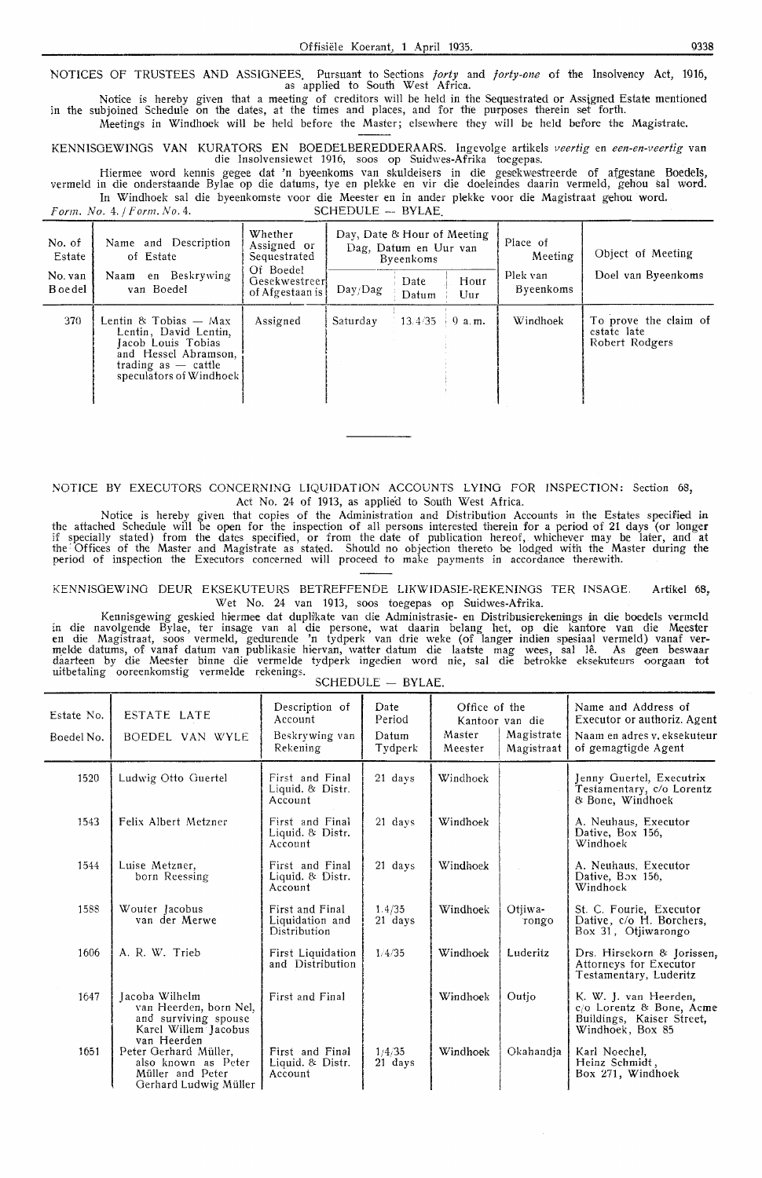NOTICES OF TRUSTEES AND ASSIGNEES. Pursuant to Sections *forty* and *forty-one* of the Insolvency Act, 1916, as applied to South West Africa.

Notice is hereby given that a meeting of creditors will be held in the Sequestrated or Assigned Estate mentioned in the subjoined Schedule on the dates, at the times and places, and for the purposes therein set forth.

Meetings in Windhoek will be held before the Master; elsewhere they will be held before the Magistrate.

KENNISGEWINGS VAN KURATORS EN BOEDELBEREDDERAARS. Ingevolge artikels *veertig* en *een-en-veertig* van die Insolvensiewet 1916, soos op Suidwes-Afrika toegepas.

Hiermee word kennis gegee dat 'n byeenkoms van skuldeisers in die gesekwestreerde of afgestane Boedels, vermeld in die onderstaande Bylae op die datums, tye en plekke en vir die doeleindes daarin vermeld, gehou sal word.

In Windhoek sal die byeenkomste voor die Meester en in ander plekke voor die Magistraat gehou word.

*Form. No. 4. / Form. No. 4.* SCHEDULE — BYLAE.

| No. of Estate / No. van Boedel | Name and Description of Estate / Naam en Beskrywing van Boedel | Whether Assigned or Sequestrated / Of Boedel Gesekwestreer of Afgestaan is | Day, Date & Hour of Meeting / Dag, Datum en Uur van Byeenkoms | | | Place of Meeting / Plek van Byeenkoms | Object of Meeting / Doel van Byeenkoms |
|---|---|---|---|---|---|---|---|
| | | | Day/Dag | Date / Datum | Hour / Uur | | |
| 370 | Lentin & Tobias — Max Lentin, David Lentin, Jacob Louis Tobias and Hessel Abramson, trading as — cattle speculators of Windhoek | Assigned | Saturday | 13.4/35 | 9 a.m. | Windhoek | To prove the claim of estate late Robert Rodgers |

NOTICE BY EXECUTORS CONCERNING LIQUIDATION ACCOUNTS LYING FOR INSPECTION: Section 68, Act No. 24 of 1913, as applied to South West Africa.

Notice is hereby given that copies of the Administration and Distribution Accounts in the Estates specified in the attached Schedule will be open for the inspection of all persons interested therein for a period of 21 days (or longer if specially stated) from the dates specified, or from the date of publication hereof, whichever may be later, and at the Offices of the Master and Magistrate as stated. Should no objection thereto be lodged with the Master during the period of inspection the Executors concerned will proceed to make payments in accordance therewith.

KENNISGEWING DEUR EKSEKUTEURS BETREFFENDE LIKWIDASIE-REKENINGS TER INSAGE. Artikel 68, Wet No. 24 van 1913, soos toegepas op Suidwes-Afrika.

Kennisgewing geskied hiermee dat duplikate van die Administrasie- en Distribusierekenings in die boedels vermeld in die navolgende Bylae, ter insage van al die persone, wat daarin belang het, op die kantore van die Meester en die Magistraat, soos vermeld, gedurende 'n tydperk van drie weke (of langer indien spesiaal vermeld) vanaf vermelde datums, of vanaf datum van publikasie hiervan, watter datum die laatste mag wees, sal lê. As geen beswaar daarteen by die Meester binne die vermelde tydperk ingedien word nie, sal die betrokke eksekuteurs oorgaan tot uitbetaling ooreenkomstig vermelde rekenings.

SCHEDULE — BYLAE.

| Estate No. / Boedel No. | ESTATE LATE / BOEDEL VAN WYLE | Description of Account / Beskrywing van Rekening | Date Period / Datum Tydperk | Office of the / Kantoor van die | | Name and Address of Executor or authoriz. Agent / Naam en adres v. eksekuteur of gemagtigde Agent |
|---|---|---|---|---|---|---|
| | | | | Master / Meester | Magistrate / Magistraat | |
| 1520 | Ludwig Otto Guertel | First and Final Liquid. & Distr. Account | 21 days | Windhoek | | Jenny Guertel, Executrix Testamentary, c/o Lorentz & Bone, Windhoek |
| 1543 | Felix Albert Metzner | First and Final Liquid. & Distr. Account | 21 days | Windhoek | | A. Neuhaus, Executor Dative, Box 156, Windhoek |
| 1544 | Luise Metzner, born Reessing | First and Final Liquid. & Distr. Account | 21 days | Windhoek | | A. Neuhaus, Executor Dative, Box 156, Windhoek |
| 1588 | Wouter Jacobus van der Merwe | First and Final Liquidation and Distribution | 1.4/35 21 days | Windhoek | Otjiwarongo | St. C. Fourie, Executor Dative, c/o H. Borchers, Box 31, Otjiwarongo |
| 1606 | A. R. W. Trieb | First Liquidation and Distribution | 1/4/35 | Windhoek | Luderitz | Drs. Hirsekorn & Jorissen, Attorneys for Executor Testamentary, Luderitz |
| 1647 | Jacoba Wilhelm van Heerden, born Nel, and surviving spouse Karel Willem Jacobus van Heerden | First and Final | | Windhoek | Outjo | K. W. J. van Heerden, c/o Lorentz & Bone, Acme Buildings, Kaiser Street, Windhoek, Box 85 |
| 1651 | Peter Gerhard Müller, also known as Peter Müller and Peter Gerhard Ludwig Müller | First and Final Liquid. & Distr. Account | 1/4/35 21 days | Windhoek | Okahandja | Karl Noechel, Heinz Schmidt, Box 271, Windhoek |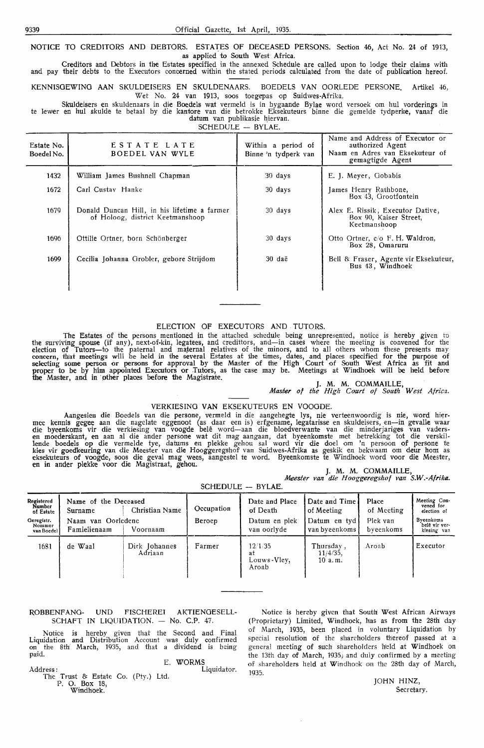NOTICE TO CREDITORS AND DEBTORS. ESTATES OF DECEASED PERSONS. Section 46, Act No. 24 of 1913, as applied to South West Africa.

Creditors and Debtors in the Estates specified in the annexed Schedule are called upon to lodge their claims with and pay their debts to the Executors concerned within the stated periods calculated from the date of publication hereof.

KENNISGEWING AAN SKULDEISERS EN SKULDENAARS. BOEDELS VAN OORLEDE PERSONE. Artikel 46, Wet No. 24 van 1913, soos toegepas op Suidwes-Afrika.

Skuldeisers en skuldenaars in die Boedels wat vermeld is in bygaande Bylae word versoek om hul vorderings in te lewer en hul skulde te betaal by die kantore van die betrokke Eksekuteurs binne die gemelde tydperke, vanaf die datum van publikasie hiervan.

SCHEDULE — BYLAE.

| Estate No. Boedel No. | ESTATE LATE BOEDEL VAN WYLE | Within a period of Binne 'n tydperk van | Name and Address of Executor or authorized Agent Naam en Adres van Eksekuteur of gemagtigde Agent |
|---|---|---|---|
| 1432 | William James Bushnell Chapman | 30 days | E. J. Meyer, Gobabis |
| 1672 | Carl Custav Hanke | 30 days | James Henry Rathbone, Box 43, Grootfontein |
| 1679 | Donald Duncan Hill, in his lifetime a farmer of Holoog, district Keetmanshoop | 30 days | Alex E. Rissik, Executor Dative, Box 90, Kaiser Street, Keetmanshoop |
| 1696 | Ottilie Ortner, born Schönberger | 30 days | Otto Ortner, c/o F. H. Waldron, Box 28, Omaruru |
| 1699 | Cecilia Johanna Grobler, gebore Strijdom | 30 daë | Bell & Fraser, Agente vir Eksekuteur, Bus 43, Windhoek |

ELECTION OF EXECUTORS AND TUTORS.

The Estates of the persons mentioned in the attached schedule being unrepresented, notice is hereby given to the surviving spouse (if any), next-of-kin, legatees, and credittors, and—in cases where the meeting is convened for the election of Tutors—to the paternal and maternal relatives of the minors, and to all others whom these presents may concern, that meetings will be held in the several Estates at the times, dates, and places specified for the purpose of selecting some person or persons for approval by the Master of the High Court of South West Africa as fit and proper to be by him appointed Executors or Tutors, as the case may be. Meetings at Windhoek will be held before the Master, and in other places before the Magistrate.

J. M. M. COMMAILLE,
*Master of the High Court of South West Africa.*

VERKIESING VAN EKSEKUTEURS EN VOOGDE.

Aangesien die Boedels van die persone, vermeld in die aangehegte lys, nie verteenwoordig is nie, word hiermee kennis gegee aan die nagelate eggenoot (as daar een is) erfgename, legatarisse en skuldeisers, en—in gevalle waar die byeenkoms vir die verkiesing van voogde belê word—aan die bloedverwante van die minderjariges van vadersen moederskant, en aan al die ander persone wat dit mag aangaan, dat byeenkomste met betrekking tot die verskillende boedels op die vermelde tye, datums en plekke gehou sal word vir die doel om 'n persoon of persone te kies vir goedkeuring van die Meester van die Hooggeregshof van Suidwes-Afrika as geskik en bekwaam om deur hom as eksekuteurs of voogde, soos die geval mag wees, aangestel te word. Byeenkomste te Windhoek word voor die Meester, en in ander plekke voor die Magistraat, gehou.

J. M. M. COMMAILLE,
*Meester van die Hooggeregshof van S.W.-Afrika.*

SCHEDULE — BYLAE.

| Registered Number of Estate / Geregistr. Nommer van Boedel | Name of the Deceased / Naam van Oorledene — Surname / Famielienaam | Christian Name / Voornaam | Occupation / Beroep | Date and Place of Death / Datum en plek van oorlyde | Date and Time of Meeting / Datum en tyd van byeenkoms | Place of Meeting / Plek van byeenkoms | Meeting Convened for election of / Byeenkoms belê vir verkiesing van |
|---|---|---|---|---|---|---|---|
| 1681 | de Waal | Dirk Johannes Adriaan | Farmer | 12/1/35 at Louws-Vley, Aroab | Thursday, 11/4/35, 10 a.m. | Aroab | Executor |

ROBBENFANG- UND FISCHEREI AKTIENGESELLSCHAFT IN LIQUIDATION. — No. C.P. 47.

Notice is hereby given that the Second and Final Liquidation and Distribution Account was duly confirmed on the 8th March, 1935, and that a dividend is being paid.

E. WORMS
Liquidator.

Address:
The Trust & Estate Co. (Pty.) Ltd.
P. O. Box 18,
Windhoek.

Notice is hereby given that South West African Airways (Proprietary) Limited, Windhoek, has as from the 28th day of March, 1935, been placed in voluntary Liquidation by special resolution of the shareholders thereof passed at a general meeting of such shareholders held at Windhoek on the 13th day of March, 1935, and duly confirmed by a meeting of shareholders held at Windhoek on the 28th day of March, 1935.

JOHN HINZ,
Secretary.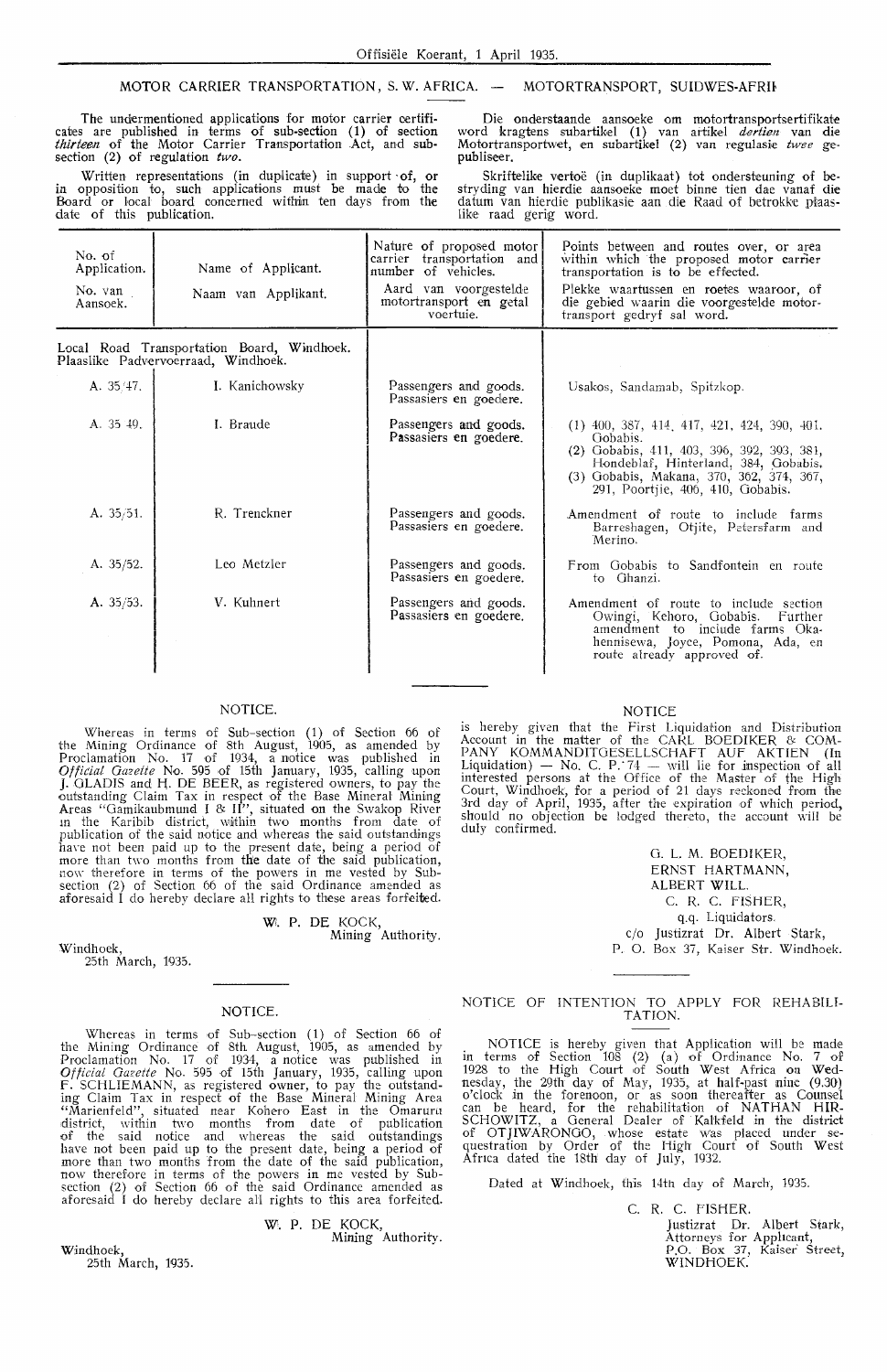## MOTOR CARRIER TRANSPORTATION, S. W. AFRICA. — MOTORTRANSPORT, SUIDWES-AFRIK

The undermentioned applications for motor carrier certificates are published in terms of sub-section (1) of section *thirteen* of the Motor Carrier Transportation Act, and subsection (2) of regulation *two*.

Written representations (in duplicate) in support of, or in opposition to, such applications must be made to the Board or local board concerned within ten days from the date of this publication.

Die onderstaande aansoeke om motortransportsertifikate word kragtens subartikel (1) van artikel *dertien* van die Motortransportwet, en subartikel (2) van regulasie *twee* gepubliseer.

Skriftelike vertoë (in duplikaat) tot ondersteuning of bestryding van hierdie aansoeke moet binne tien dae vanaf die datum van hierdie publikasie aan die Raad of betrokke plaaslike raad gerig word.

| No. of Application. / No. van Aansoek. | Name of Applicant. / Naam van Applikant. | Nature of proposed motor carrier transportation and number of vehicles. / Aard van voorgestelde motortransport en getal voertuie. | Points between and routes over, or area within which the proposed motor carrier transportation is to be effected. / Plekke waartussen en roetes waaroor, of die gebied waarin die voorgestelde motortransport gedryf sal word. |
|---|---|---|---|
| Local Road Transportation Board, Windhoek. Plaaslike Padvervoerraad, Windhoek. | | | |
| A. 35/47. | I. Kanichowsky | Passengers and goods. Passasiers en goedere. | Usakos, Sandamab, Spitzkop. |
| A. 35/49. | I. Braude | Passengers and goods. Passasiers en goedere. | (1) 400, 387, 414, 417, 421, 424, 390, 401, Gobabis. (2) Gobabis, 411, 403, 396, 392, 393, 381, Hondeblaf, Hinterland, 384, Gobabis. (3) Gobabis, Makana, 370, 362, 374, 367, 291, Poortjie, 406, 410, Gobabis. |
| A. 35/51. | R. Trenckner | Passengers and goods. Passasiers en goedere. | Amendment of route to include farms Barreshagen, Otjite, Petersfarm and Merino. |
| A. 35/52. | Leo Metzler | Passengers and goods. Passasiers en goedere. | From Gobabis to Sandfontein en route to Ghanzi. |
| A. 35/53. | V. Kuhnert | Passengers and goods. Passasiers en goedere. | Amendment of route to include section Owingi, Kehoro, Gobabis. Further amendment to include farms Okahennisewa, Joyce, Pomona, Ada, en route already approved of. |

### NOTICE.

Whereas in terms of Sub-section (1) of Section 66 of the Mining Ordinance of 8th August, 1905, as amended by Proclamation No. 17 of 1934, a notice was published in *Official Gazette* No. 595 of 15th January, 1935, calling upon J. GLADIS and H. DE BEER, as registered owners, to pay the outstanding Claim Tax in respect of the Base Mineral Mining Areas "Gamikaubmund I & II", situated on the Swakop River in the Karibib district, within two months from date of publication of the said notice and whereas the said outstandings have not been paid up to the present date, being a period of more than two months from the date of the said publication, now therefore in terms of the powers in me vested by Subsection (2) of Section 66 of the said Ordinance amended as aforesaid I do hereby declare all rights to these areas forfeited.

W. P. DE KOCK,
Mining Authority.

Windhoek,
25th March, 1935.

### NOTICE.

Whereas in terms of Sub-section (1) of Section 66 of the Mining Ordinance of 8th August, 1905, as amended by Proclamation No. 17 of 1934, a notice was published in *Official Gazette* No. 595 of 15th January, 1935, calling upon F. SCHLIEMANN, as registered owner, to pay the outstanding Claim Tax in respect of the Base Mineral Mining Area "Marienfeld", situated near Kohero East in the Omaruru district, within two months from date of publication of the said notice and whereas the said outstandings have not been paid up to the present date, being a period of more than two months from the date of the said publication, now therefore in terms of the powers in me vested by Subsection (2) of Section 66 of the said Ordinance amended as aforesaid I do hereby declare all rights to this area forfeited.

W. P. DE KOCK,
Mining Authority.

Windhoek,
25th March, 1935.

### NOTICE

is hereby given that the First Liquidation and Distribution Account in the matter of the CARL BOEDIKER & COMPANY KOMMANDITGESELLSCHAFT AUF AKTIEN (In Liquidation) — No. C. P. 74 — will lie for inspection of all interested persons at the Office of the Master of the High Court, Windhoek, for a period of 21 days reckoned from the 3rd day of April, 1935, after the expiration of which period, should no objection be lodged thereto, the account will be duly confirmed.

G. L. M. BOEDIKER,
ERNST HARTMANN,
ALBERT WILL.
C. R. C. FISHER,
q.q. Liquidators.
c/o Justizrat Dr. Albert Stark,
P. O. Box 37, Kaiser Str. Windhoek.

### NOTICE OF INTENTION TO APPLY FOR REHABILITATION.

NOTICE is hereby given that Application will be made in terms of Section 108 (2) (a) of Ordinance No. 7 of 1928 to the High Court of South West Africa on Wednesday, the 29th day of May, 1935, at half-past nine (9.30) o'clock in the forenoon, or as soon thereafter as Counsel can be heard, for the rehabilitation of NATHAN HIRSCHOWITZ, a General Dealer of Kalkfeld in the district of OTJIWARONGO, whose estate was placed under sequestration by Order of the High Court of South West Africa dated the 18th day of July, 1932.

Dated at Windhoek, this 14th day of March, 1935.

C. R. C. FISHER.
Justizrat Dr. Albert Stark,
Attorneys for Applicant,
P.O. Box 37, Kaiser Street,
WINDHOEK.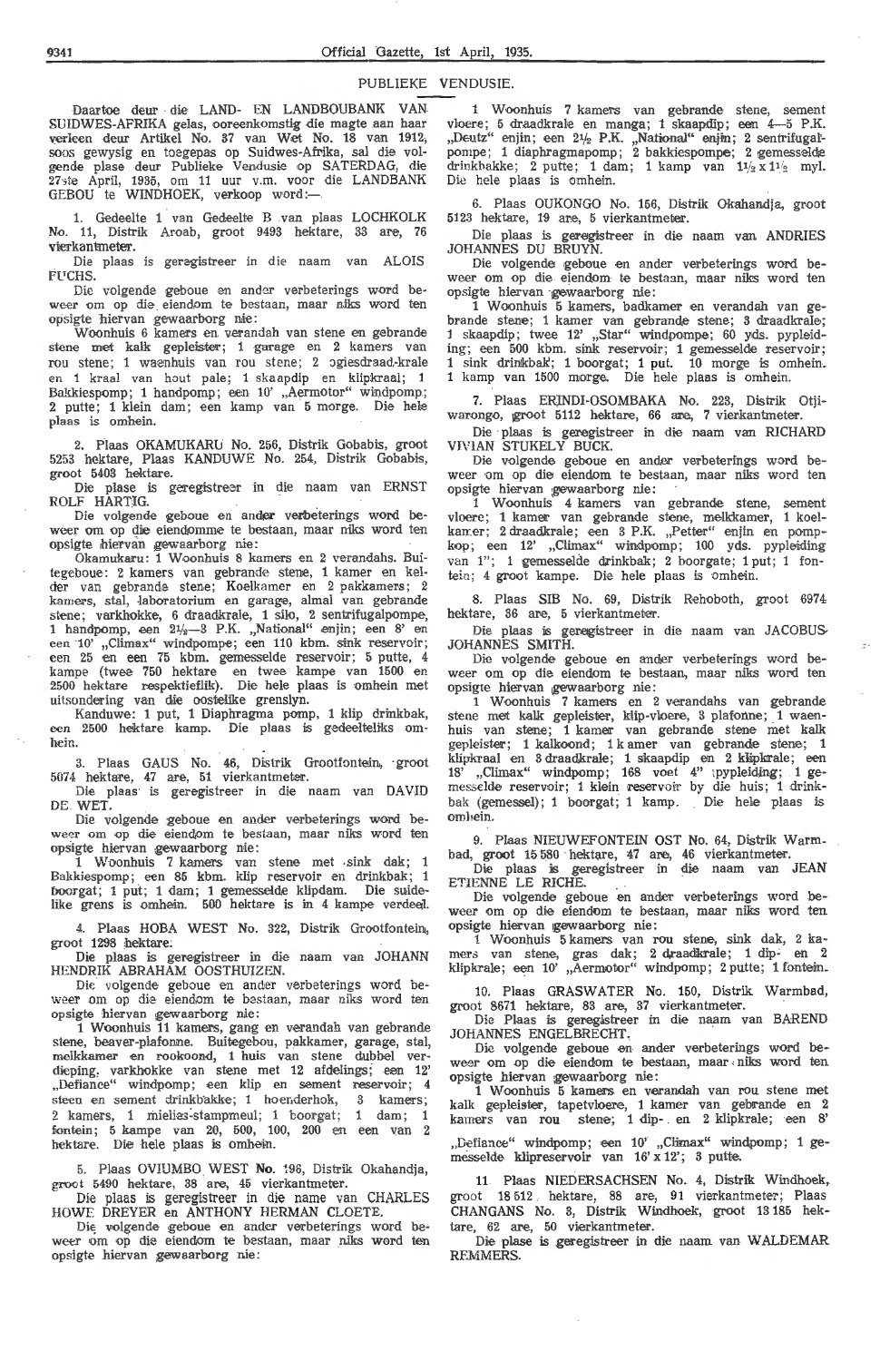## PUBLIEKE VENDUSIE.

Daartoe deur die LAND- EN LANDBOUBANK VAN SUIDWES-AFRIKA gelas, ooreenkomstig die magte aan haar verleen deur Artikel No. 37 van Wet No. 18 van 1912, soos gewysig en toegepas op Suidwes-Afrika, sal die volgende plase deur Publieke Vendusie op SATERDAG, die 27ste April, 1935, om 11 uur v.m. voor die LANDBANK GEBOU te WINDHOEK, verkoop word:—

1. Gedeelte 1 van Gedeelte B van plaas LOCHKOLK No. 11, Distrik Aroab, groot 9493 hektare, 33 are, 76 vierkantmeter.

Die plaas is geregistreer in die naam van ALOIS FUCHS.

Die volgende geboue en ander verbeterings word beweer om op die eiendom te bestaan, maar niks word ten opsigte hiervan gewaarborg nie:

Woonhuis 6 kamers en verandah van stene en gebrande stene met kalk gepleister; 1 garage en 2 kamers van rou stene; 1 waenhuis van rou stene; 2 ogiesdraad-krale en 1 kraal van hout pale; 1 skaapdip en klipkraal; 1 Bakkiespomp; 1 handpomp; een 10' „Aermotor" windpomp; 2 putte; 1 klein dam; een kamp van 5 morge. Die hele plaas is omhein.

2. Plaas OKAMUKARU No. 256, Distrik Gobabis, groot 5253 hektare, Plaas KANDUWE No. 254, Distrik Gobabis, groot 5403 hektare.

Die plase is geregistreer in die naam van ERNST ROLF HARTIG.

Die volgende geboue en ander verbeterings word beweer om op die eiendomme te bestaan, maar niks word ten opsigte hiervan gewaarborg nie:

Okamukaru: 1 Woonhuis 8 kamers en 2 verandahs. Buitegeboue: 2 kamers van gebrande stene, 1 kamer en kelder van gebrande stene; Koelkamer en 2 pakkamers; 2 kamers, stal, laboratorium en garage, almal van gebrande stene; varkhokke, 6 draadkrale, 1 silo, 2 sentrifugalpompe, 1 handpomp, een 2½—3 P.K. „National" enjin; een 8' en een 10' „Climax" windpompe; een 110 kbm. sink reservoir; een 25 en een 75 kbm. gemesselde reservoir; 5 putte, 4 kampe (twee 750 hektare en twee kampe van 1500 en 2500 hektare respektieflik). Die hele plaas is omhein met uitsondering van die oostelike grenslyn.

Kanduwe: 1 put, 1 Diaphragma pomp, 1 klip drinkbak, een 2500 hektare kamp. Die plaas is gedeeltelik omhein.

3. Plaas GAUS No. 46, Distrik Grootfontein, groot 5074 hektare, 47 are, 51 vierkantmeter.

Die plaas is geregistreer in die naam van DAVID DE WET.

Die volgende geboue en ander verbeterings word beweer om op die eiendom te bestaan, maar niks word ten opsigte hiervan gewaarborg nie:

1 Woonhuis 7 kamers van stene met sink dak; 1 Bakkiespomp; een 85 kbm. klip reservoir en drinkbak; 1 boorgat; 1 put; 1 dam; 1 gemesselde klipdam. Die suidelike grens is omhein. 500 hektare is in 4 kampe verdeel.

4. Plaas HOBA WEST No. 322, Distrik Grootfontein, groot 1298 hektare.

Die plaas is geregistreer in die naam van JOHANN HENDRIK ABRAHAM OOSTHUIZEN.

Die volgende geboue en ander verbeterings word beweer om op die eiendom te bestaan, maar niks word ten opsigte hiervan gewaarborg nie:

1 Woonhuis 11 kamers, gang en verandah van gebrande stene, beaver-plafonne. Buitegebou, pakkamer, garage, stal, melkkamer en rookoond, 1 huis van stene dubbel verdieping, varkhokke van stene met 12 afdelings; een 12' „Defiance" windpomp; een klip en sement reservoir; 4 steen en sement drinkbakke; 1 hoenderhok, 3 kamers; 2 kamers, 1 mielies-stampmeul; 1 boorgat; 1 dam; 1 fontein; 5 kampe van 20, 500, 100, 200 en een van 2 hektare. Die hele plaas is omhein.

5. Plaas OVIUMBO WEST No. 196, Distrik Okahandja, groot 5490 hektare, 38 are, 45 vierkantmeter.

Die plaas is geregistreer in die name van CHARLES HOWE DREYER en ANTHONY HERMAN CLOETE.

Die volgende geboue en ander verbeterings word beweer om op die eiendom te bestaan, maar niks word ten opsigte hiervan gewaarborg nie:

1 Woonhuis 7 kamers van gebrande stene, sement vloere; 5 draadkrale en manga; 1 skaapdip; een 4—5 P.K. „Deutz" enjin; een 2½ P.K. „National" enjin; 2 sentrifugalpompe; 1 diaphragmapomp; 2 bakkiespompe; 2 gemesselde drinkbakke; 2 putte; 1 dam; 1 kamp van 1½ x 1½ myl. Die hele plaas is omhein.

6. Plaas OUKONGO No. 156, Distrik Okahandja, groot 5123 hektare, 19 are, 5 vierkantmeter.

Die plaas is geregistreer in die naam van ANDRIES JOHANNES DU BRUYN.

Die volgende geboue en ander verbeterings word beweer om op die eiendom te bestaan, maar niks word ten opsigte hiervan gewaarborg nie:

1 Woonhuis 5 kamers, badkamer en verandah van gebrande stene; 1 kamer van gebrande stene; 3 draadkrale; 1 skaapdip; twee 12' „Star" windpompe; 60 yds. pypleiding; een 500 kbm. sink reservoir; 1 gemesselde reservoir; 1 sink drinkbak; 1 boorgat; 1 put. 10 morge is omhein. 1 kamp van 1500 morge. Die hele plaas is omhein.

7. Plaas ERINDI-OSOMBAKA No. 223, Distrik Otjiwarongo, groot 5112 hektare, 66 are, 7 vierkantmeter.

Die plaas is geregistreer in die naam van RICHARD VIVIAN STUKELY BUCK.

Die volgende geboue en ander verbeterings word beweer om op die eiendom te bestaan, maar niks word ten opsigte hiervan gewaarborg nie:

1 Woonhuis 4 kamers van gebrande stene, sement vloere; 1 kamer van gebrande stene, melkkamer, 1 koelkamer; 2 draadkrale; een 3 P.K. „Petter" enjin en pompkop; een 12' „Climax" windpomp; 100 yds. pypleiding van 1"; 1 gemesselde drinkbak; 2 boorgate; 1 put; 1 fontein; 4 groot kampe. Die hele plaas is omhein.

8. Plaas SIB No. 69, Distrik Rehoboth, groot 6974 hektare, 36 are, 5 vierkantmeter.

Die plaas is geregistreer in die naam van JACOBUS JOHANNES SMITH.

Die volgende geboue en ander verbeterings word beweer om op die eiendom te bestaan, maar niks word ten opsigte hiervan gewaarborg nie:

1 Woonhuis 7 kamers en 2 verandahs van gebrande stene met kalk gepleister, klip-vloere, 3 plafonne; 1 waenhuis van stene; 1 kamer van gebrande stene met kalk gepleister; 1 kalkoond; 1 kamer van gebrande stene; 1 klipkraal en 3 draadkrale; 1 skaapdip en 2 klipkrale; een 18' „Climax" windpomp; 168 voet 4" pypleiding; 1 gemesselde reservoir; 1 klein reservoir by die huis; 1 drinkbak (gemessel); 1 boorgat; 1 kamp. Die hele plaas is omhein.

9. Plaas NIEUWEFONTEIN OST No. 64, Distrik Warmbad, groot 15 580 hektare, 47 are, 46 vierkantmeter.

Die plaas is geregistreer in die naam van JEAN ETIENNE LE RICHE.

Die volgende geboue en ander verbeterings word beweer om op die eiendom te bestaan, maar niks word ten opsigte hiervan gewaarborg nie:

1 Woonhuis 5 kamers van rou stene, sink dak, 2 kamers van stene, gras dak; 2 draadkrale; 1 dip- en 2 klipkrale; een 10' „Aermotor" windpomp; 2 putte; 1 fontein.

10. Plaas GRASWATER No. 150, Distrik Warmbad, groot 8671 hektare, 83 are, 37 vierkantmeter.

Die Plaas is geregistreer in die naam van BAREND JOHANNES ENGELBRECHT.

Die volgende geboue en ander verbeterings word beweer om op die eiendom te bestaan, maar niks word ten opsigte hiervan gewaarborg nie:

1 Woonhuis 5 kamers en verandah van rou stene met kalk gepleister, tapetvloere, 1 kamer van gebrande en 2 kamers van rou stene; 1 dip- en 2 klipkrale; een 8' „Defiance" windpomp; een 10' „Climax" windpomp; 1 gemesselde klipreservoir van 16' x 12'; 3 putte.

11. Plaas NIEDERSACHSEN No. 4, Distrik Windhoek, groot 18 512 hektare, 88 are, 91 vierkantmeter; Plaas CHANGANS No. 3, Distrik Windhoek, groot 13 185 hektare, 62 are, 50 vierkantmeter.

Die plase is geregistreer in die naam van WALDEMAR REMMERS.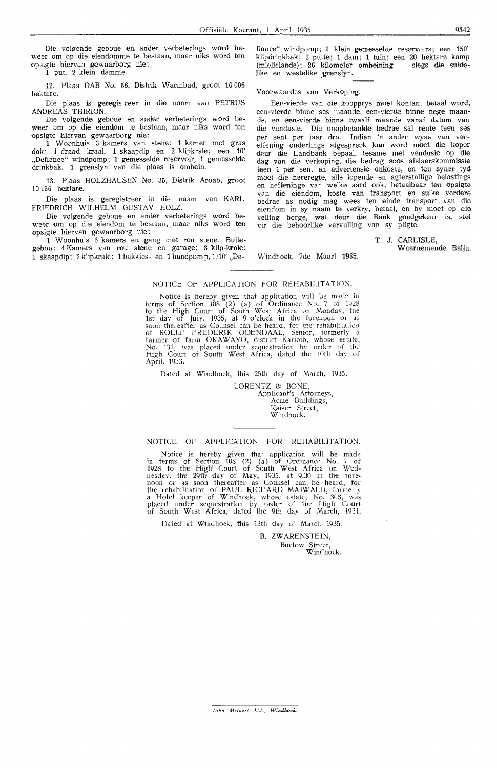Die volgende geboue en ander verbeterings word beweer om op die eiendomme te bestaan, maar niks word ten opsigte hiervan gewaarborg nie:

1 put, 2 klein damme.

12. Plaas OAB No. 56, Distrik Warmbad, groot 10 006 hektare.

Die plaas is geregistreer in die naam van PETRUS ANDREAS THIRION.

Die volgende geboue en ander verbeterings word beweer om op die eiendom te bestaan, maar niks word ten opsigte hiervan gewaarborg nie:

1 Woonhuis 3 kamers van stene; 1 kamer met gras dak; 1 draad kraal, 1 skaapdip en 2 klipkrale; een 10' „Defiance" windpomp; 1 gemesselde reservoir, 1 gemesselde drinkbak. 1 grenslyn van die plaas is omhein.

13. Plaas HOLZHAUSEN No. 35, Distrik Aroab, groot 10 136 hektare.

Die plaas is geregistreer in die naam van KARL FRIEDRICH WILHELM GUSTAV HOLZ.

Die volgende geboue en ander verbeterings word beweer om op die eiendom te bestaan, maar niks word ten opsigte hiervan gewaarborg nie:

1 Woonhuis 6 kamers en gang met rou stene. Buitegebou: 4 Kamers van rou stene en garage; 3 klip-krale; 1 skaapdip; 2 klipkrale; 1 bakkies- en 1 handpomp, 1/10' „Defiance" windpomp; 2 klein gemesselde reservoirs; een 150' klipdrinkbak; 2 putte; 1 dam; 1 tuin; een 20 hektare kamp (mielielande); 26 kilometer omheining — slegs die suidelike en westelike grenslyn.

Voorwaardes van Verkoping.

Een-vierde van die koopprys moet kontant betaal word, een-vierde binne ses maande, een-vierde binne nege maande, en een-vierde binne twaalf maande vanaf datum van die vendusie. Die onopbetaalde bedrae sal rente teen ses per sent per jaar dra. Indien 'n ander wyse van vereffening onderlings afgespreek kan word moet die koper deur die Landbank bepaal, tesame met vendusie op die dag van die verkoping, die bedrag soos afslaerskommissie teen 1 per sent en advertensie onkoste, en ten syner tyd moet die hereregte, alle lopende en agterstallige belastings en heffeninge van welke aard ook, betaalbaar ten opsigte van die eiendom, koste van transport en sulke verdere bedrae as nodig mag wees ten einde transport van die eiendom in sy naam te verkry, betaal, en hy moet op die veiling borge, wat deur die Bank goedgekeur is, stel vir die behoorlike vervulling van sy pligte.

T. J. CARLISLE,
Waarnemende Balju.

Windhoek, 7de Maart 1935.

---

NOTICE OF APPLICATION FOR REHABILITATION.

Notice is hereby given that application will be made in terms of Section 108 (2) (a) of Ordinance No. 7 of 1928 to the High Court of South West Africa on Monday, the 1st day of July, 1935, at 9 o'clock in the forenoon or as soon thereafter as Counsel can be heard, for the rehabilitation of ROELF FREDERIK ODENDAAL, Senior, formerly a farmer of farm OKAWAYO, district Karibib, whose estate, No. 431, was placed under sequestration by order of the High Court of South West Africa, dated the 10th day of April, 1933.

Dated at Windhoek, this 25th day of March, 1935.

LORENTZ & BONE,
Applicant's Attorneys,
Acme Buildings,
Kaiser Street,
Windhoek.

---

NOTICE OF APPLICATION FOR REHABILITATION.

Notice is hereby given that application will be made in terms of Section 108 (2) (a) of Ordinance No. 7 of 1928 to the High Court of South West Africa on Wednesday, the 29th day of May, 1935, at 9.30 in the forenoon or as soon thereafter as Counsel can be heard, for the rehabilitation of PAUL RICHARD MAIWALD, formerly a Hotel keeper of Windhoek, whose estate, No. 308, was placed under sequestration by order of the High Court of South West Africa, dated the 9th day of March, 1931.

Dated at Windhoek, this 13th day of March 1935.

B. ZWARENSTEIN,
Buelow Street,
Windhoek.

John Meinert Ltd., Windhoek.